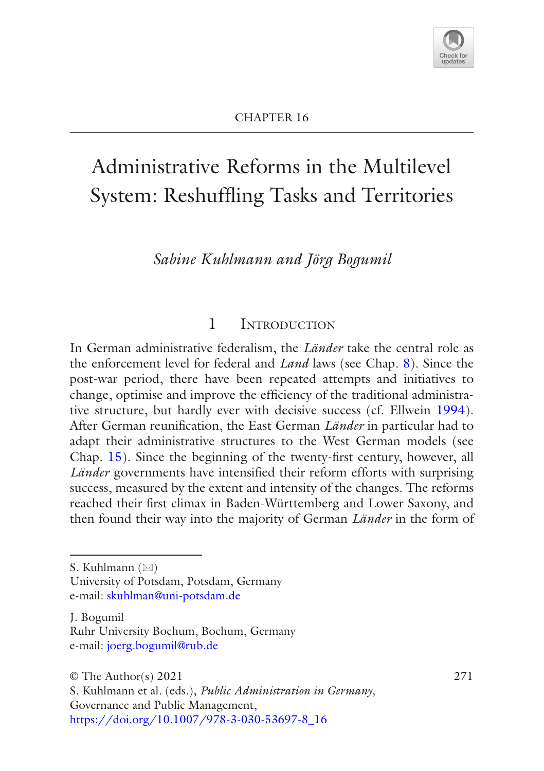CHAPTER 16

# Administrative Reforms in the Multilevel System: Reshuffling Tasks and Territories

*Sabine Kuhlmann and Jörg Bogumil*

## 1 Introduction

In German administrative federalism, the *Länder* take the central role as the enforcement level for federal and *Land* laws (see Chap. 8). Since the post-war period, there have been repeated attempts and initiatives to change, optimise and improve the efficiency of the traditional administrative structure, but hardly ever with decisive success (cf. Ellwein 1994). After German reunification, the East German *Länder* in particular had to adapt their administrative structures to the West German models (see Chap. 15). Since the beginning of the twenty-first century, however, all *Länder* governments have intensified their reform efforts with surprising success, measured by the extent and intensity of the changes. The reforms reached their first climax in Baden-Württemberg and Lower Saxony, and then found their way into the majority of German *Länder* in the form of

S. Kuhlmann (✉)
University of Potsdam, Potsdam, Germany
e-mail: skuhlman@uni-potsdam.de

J. Bogumil
Ruhr University Bochum, Bochum, Germany
e-mail: joerg.bogumil@rub.de

© The Author(s) 2021
S. Kuhlmann et al. (eds.), *Public Administration in Germany*, Governance and Public Management,
https://doi.org/10.1007/978-3-030-53697-8_16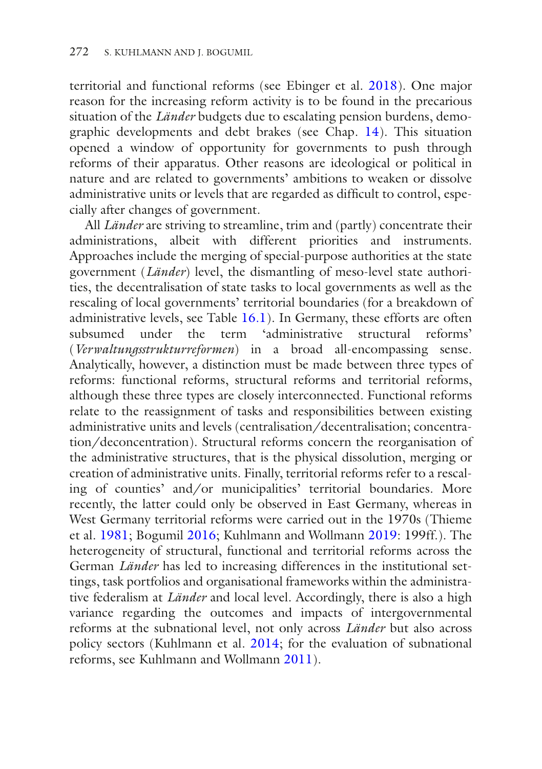territorial and functional reforms (see Ebinger et al. 2018). One major reason for the increasing reform activity is to be found in the precarious situation of the *Länder* budgets due to escalating pension burdens, demographic developments and debt brakes (see Chap. 14). This situation opened a window of opportunity for governments to push through reforms of their apparatus. Other reasons are ideological or political in nature and are related to governments' ambitions to weaken or dissolve administrative units or levels that are regarded as difficult to control, especially after changes of government.

All *Länder* are striving to streamline, trim and (partly) concentrate their administrations, albeit with different priorities and instruments. Approaches include the merging of special-purpose authorities at the state government (*Länder*) level, the dismantling of meso-level state authorities, the decentralisation of state tasks to local governments as well as the rescaling of local governments' territorial boundaries (for a breakdown of administrative levels, see Table 16.1). In Germany, these efforts are often subsumed under the term 'administrative structural reforms' (*Verwaltungsstrukturreformen*) in a broad all-encompassing sense. Analytically, however, a distinction must be made between three types of reforms: functional reforms, structural reforms and territorial reforms, although these three types are closely interconnected. Functional reforms relate to the reassignment of tasks and responsibilities between existing administrative units and levels (centralisation/decentralisation; concentration/deconcentration). Structural reforms concern the reorganisation of the administrative structures, that is the physical dissolution, merging or creation of administrative units. Finally, territorial reforms refer to a rescaling of counties' and/or municipalities' territorial boundaries. More recently, the latter could only be observed in East Germany, whereas in West Germany territorial reforms were carried out in the 1970s (Thieme et al. 1981; Bogumil 2016; Kuhlmann and Wollmann 2019: 199ff.). The heterogeneity of structural, functional and territorial reforms across the German *Länder* has led to increasing differences in the institutional settings, task portfolios and organisational frameworks within the administrative federalism at *Länder* and local level. Accordingly, there is also a high variance regarding the outcomes and impacts of intergovernmental reforms at the subnational level, not only across *Länder* but also across policy sectors (Kuhlmann et al. 2014; for the evaluation of subnational reforms, see Kuhlmann and Wollmann 2011).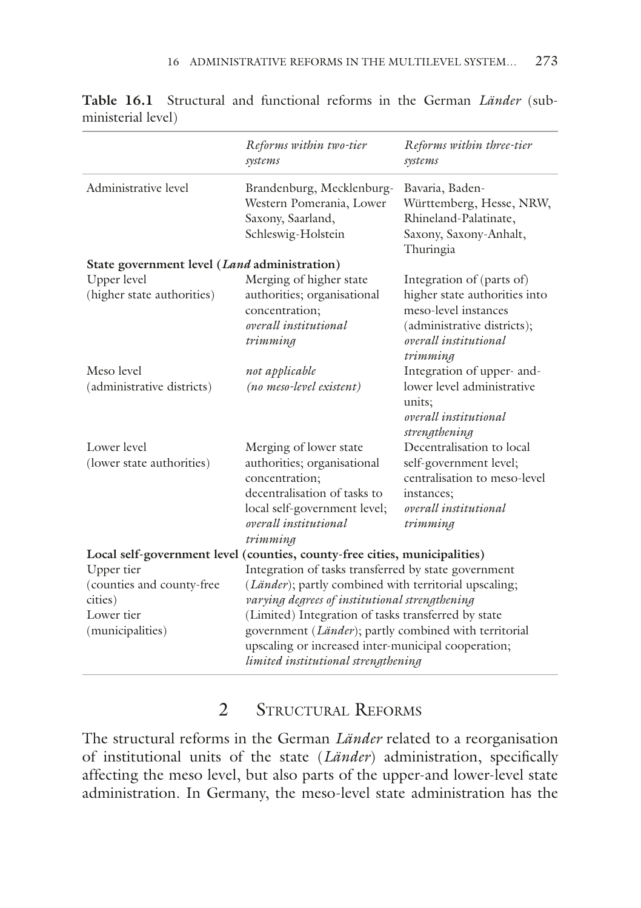**Table 16.1** Structural and functional reforms in the German *Länder* (sub-ministerial level)

| | *Reforms within two-tier systems* | *Reforms within three-tier systems* |
|---|---|---|
| Administrative level | Brandenburg, Mecklenburg-Western Pomerania, Lower Saxony, Saarland, Schleswig-Holstein | Bavaria, Baden-Württemberg, Hesse, NRW, Rhineland-Palatinate, Saxony, Saxony-Anhalt, Thuringia |
| **State government level (*Land* administration)** | | |
| Upper level (higher state authorities) | Merging of higher state authorities; organisational concentration; *overall institutional trimming* | Integration of (parts of) higher state authorities into meso-level instances (administrative districts); *overall institutional trimming* |
| Meso level (administrative districts) | *not applicable (no meso-level existent)* | Integration of upper- and-lower level administrative units; *overall institutional strengthening* |
| Lower level (lower state authorities) | Merging of lower state authorities; organisational concentration; decentralisation of tasks to local self-government level; *overall institutional trimming* | Decentralisation to local self-government level; centralisation to meso-level instances; *overall institutional trimming* |
| **Local self-government level (counties, county-free cities, municipalities)** | | |
| Upper tier (counties and county-free cities) | Integration of tasks transferred by state government (*Länder*); partly combined with territorial upscaling; *varying degrees of institutional strengthening* | |
| Lower tier (municipalities) | (Limited) Integration of tasks transferred by state government (*Länder*); partly combined with territorial upscaling or increased inter-municipal cooperation; *limited institutional strengthening* | |

## 2 Structural Reforms

The structural reforms in the German *Länder* related to a reorganisation of institutional units of the state (*Länder*) administration, specifically affecting the meso level, but also parts of the upper-and lower-level state administration. In Germany, the meso-level state administration has the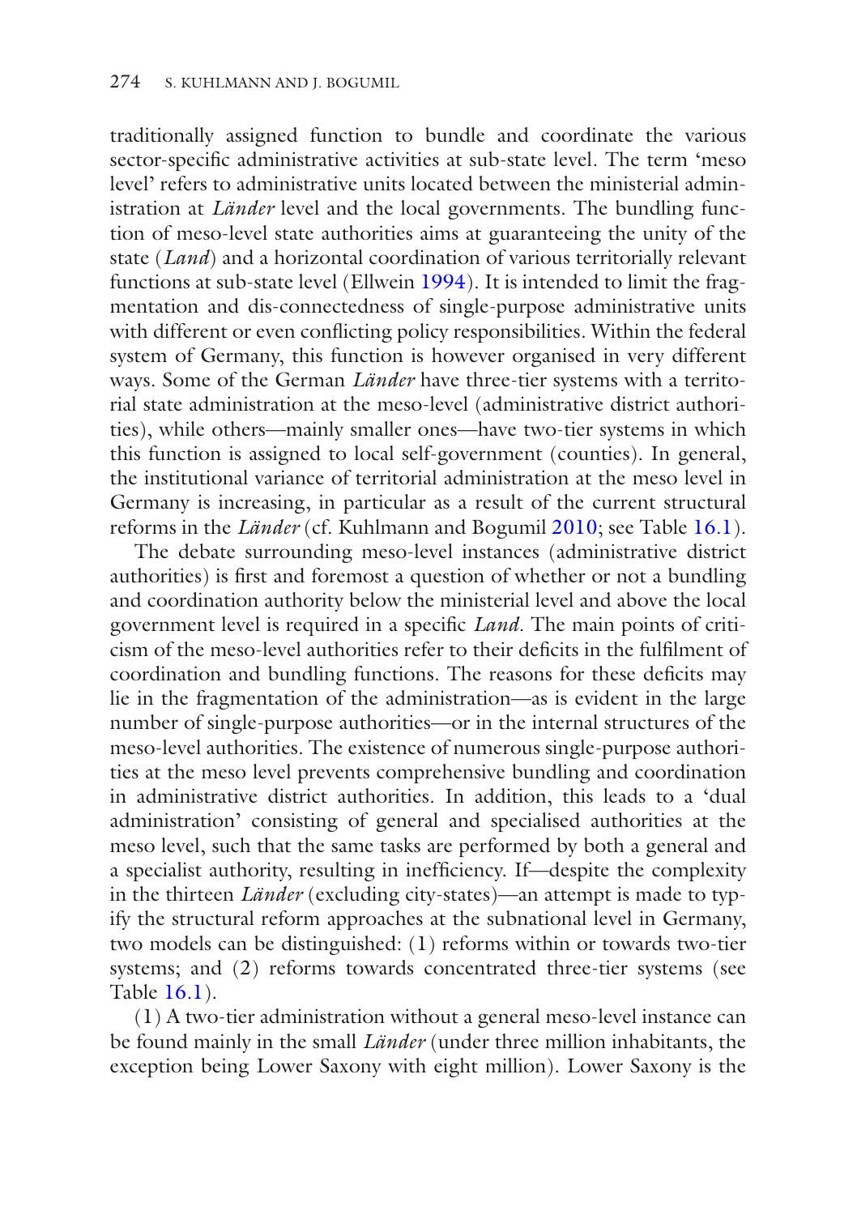traditionally assigned function to bundle and coordinate the various sector-specific administrative activities at sub-state level. The term 'meso level' refers to administrative units located between the ministerial administration at *Länder* level and the local governments. The bundling function of meso-level state authorities aims at guaranteeing the unity of the state (*Land*) and a horizontal coordination of various territorially relevant functions at sub-state level (Ellwein 1994). It is intended to limit the fragmentation and dis-connectedness of single-purpose administrative units with different or even conflicting policy responsibilities. Within the federal system of Germany, this function is however organised in very different ways. Some of the German *Länder* have three-tier systems with a territorial state administration at the meso-level (administrative district authorities), while others—mainly smaller ones—have two-tier systems in which this function is assigned to local self-government (counties). In general, the institutional variance of territorial administration at the meso level in Germany is increasing, in particular as a result of the current structural reforms in the *Länder* (cf. Kuhlmann and Bogumil 2010; see Table 16.1).

The debate surrounding meso-level instances (administrative district authorities) is first and foremost a question of whether or not a bundling and coordination authority below the ministerial level and above the local government level is required in a specific *Land*. The main points of criticism of the meso-level authorities refer to their deficits in the fulfilment of coordination and bundling functions. The reasons for these deficits may lie in the fragmentation of the administration—as is evident in the large number of single-purpose authorities—or in the internal structures of the meso-level authorities. The existence of numerous single-purpose authorities at the meso level prevents comprehensive bundling and coordination in administrative district authorities. In addition, this leads to a 'dual administration' consisting of general and specialised authorities at the meso level, such that the same tasks are performed by both a general and a specialist authority, resulting in inefficiency. If—despite the complexity in the thirteen *Länder* (excluding city-states)—an attempt is made to typify the structural reform approaches at the subnational level in Germany, two models can be distinguished: (1) reforms within or towards two-tier systems; and (2) reforms towards concentrated three-tier systems (see Table 16.1).

(1) A two-tier administration without a general meso-level instance can be found mainly in the small *Länder* (under three million inhabitants, the exception being Lower Saxony with eight million). Lower Saxony is the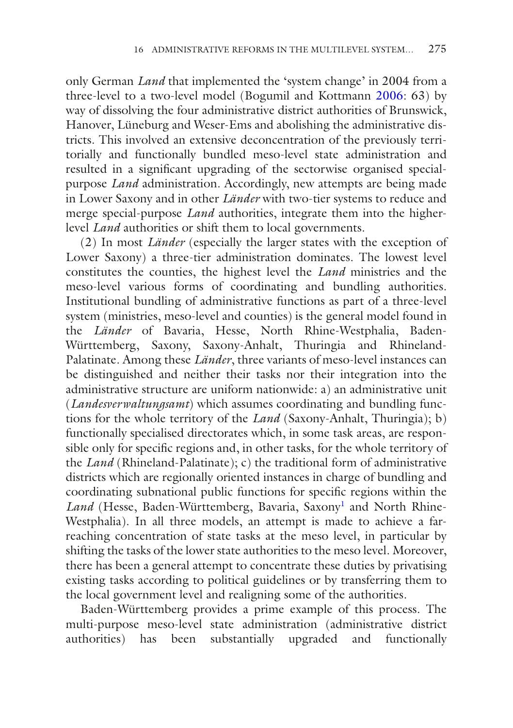only German *Land* that implemented the 'system change' in 2004 from a three-level to a two-level model (Bogumil and Kottmann 2006: 63) by way of dissolving the four administrative district authorities of Brunswick, Hanover, Lüneburg and Weser-Ems and abolishing the administrative districts. This involved an extensive deconcentration of the previously territorially and functionally bundled meso-level state administration and resulted in a significant upgrading of the sectorwise organised special-purpose *Land* administration. Accordingly, new attempts are being made in Lower Saxony and in other *Länder* with two-tier systems to reduce and merge special-purpose *Land* authorities, integrate them into the higher-level *Land* authorities or shift them to local governments.

(2) In most *Länder* (especially the larger states with the exception of Lower Saxony) a three-tier administration dominates. The lowest level constitutes the counties, the highest level the *Land* ministries and the meso-level various forms of coordinating and bundling authorities. Institutional bundling of administrative functions as part of a three-level system (ministries, meso-level and counties) is the general model found in the *Länder* of Bavaria, Hesse, North Rhine-Westphalia, Baden-Württemberg, Saxony, Saxony-Anhalt, Thuringia and Rhineland-Palatinate. Among these *Länder*, three variants of meso-level instances can be distinguished and neither their tasks nor their integration into the administrative structure are uniform nationwide: a) an administrative unit (*Landesverwaltungsamt*) which assumes coordinating and bundling functions for the whole territory of the *Land* (Saxony-Anhalt, Thuringia); b) functionally specialised directorates which, in some task areas, are responsible only for specific regions and, in other tasks, for the whole territory of the *Land* (Rhineland-Palatinate); c) the traditional form of administrative districts which are regionally oriented instances in charge of bundling and coordinating subnational public functions for specific regions within the *Land* (Hesse, Baden-Württemberg, Bavaria, Saxony[1] and North Rhine-Westphalia). In all three models, an attempt is made to achieve a far-reaching concentration of state tasks at the meso level, in particular by shifting the tasks of the lower state authorities to the meso level. Moreover, there has been a general attempt to concentrate these duties by privatising existing tasks according to political guidelines or by transferring them to the local government level and realigning some of the authorities.

Baden-Württemberg provides a prime example of this process. The multi-purpose meso-level state administration (administrative district authorities) has been substantially upgraded and functionally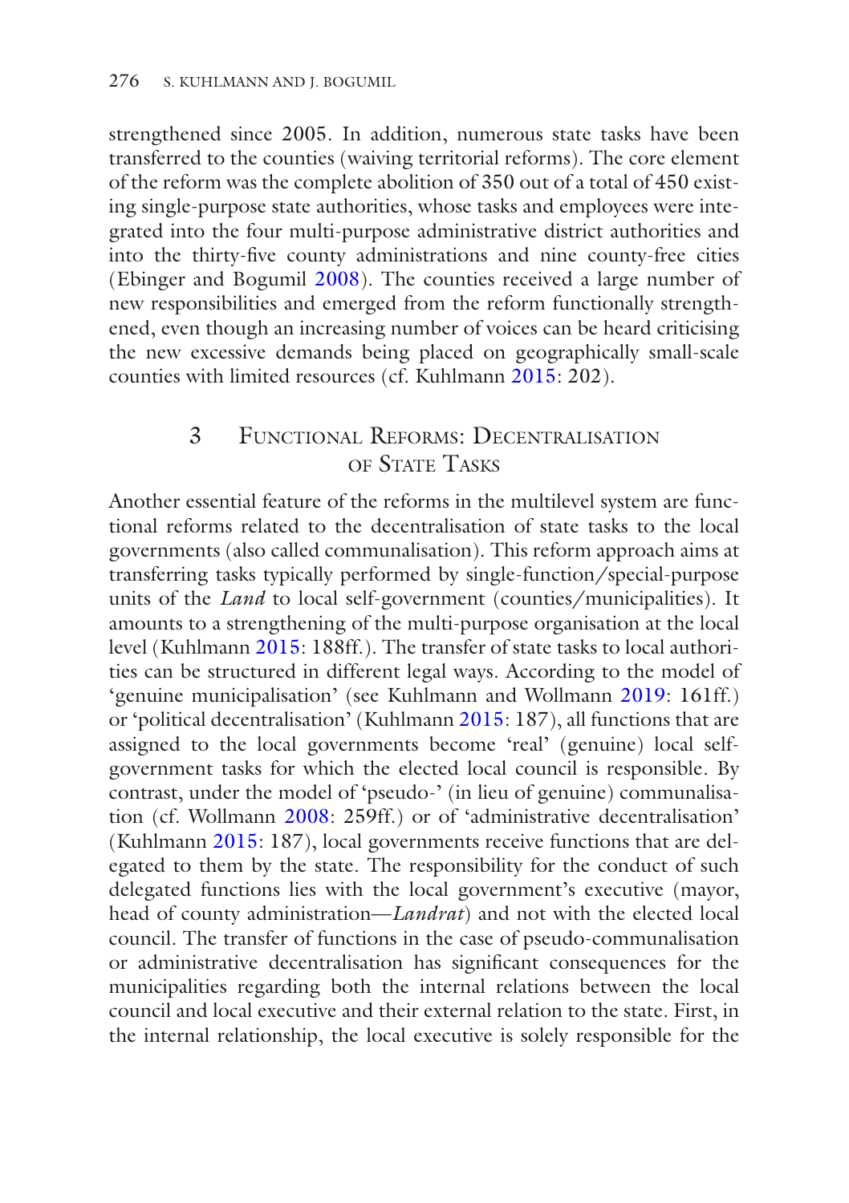strengthened since 2005. In addition, numerous state tasks have been transferred to the counties (waiving territorial reforms). The core element of the reform was the complete abolition of 350 out of a total of 450 existing single-purpose state authorities, whose tasks and employees were integrated into the four multi-purpose administrative district authorities and into the thirty-five county administrations and nine county-free cities (Ebinger and Bogumil 2008). The counties received a large number of new responsibilities and emerged from the reform functionally strengthened, even though an increasing number of voices can be heard criticising the new excessive demands being placed on geographically small-scale counties with limited resources (cf. Kuhlmann 2015: 202).

## 3 Functional Reforms: Decentralisation of State Tasks

Another essential feature of the reforms in the multilevel system are functional reforms related to the decentralisation of state tasks to the local governments (also called communalisation). This reform approach aims at transferring tasks typically performed by single-function/special-purpose units of the *Land* to local self-government (counties/municipalities). It amounts to a strengthening of the multi-purpose organisation at the local level (Kuhlmann 2015: 188ff.). The transfer of state tasks to local authorities can be structured in different legal ways. According to the model of 'genuine municipalisation' (see Kuhlmann and Wollmann 2019: 161ff.) or 'political decentralisation' (Kuhlmann 2015: 187), all functions that are assigned to the local governments become 'real' (genuine) local self-government tasks for which the elected local council is responsible. By contrast, under the model of 'pseudo-' (in lieu of genuine) communalisation (cf. Wollmann 2008: 259ff.) or of 'administrative decentralisation' (Kuhlmann 2015: 187), local governments receive functions that are delegated to them by the state. The responsibility for the conduct of such delegated functions lies with the local government's executive (mayor, head of county administration—*Landrat*) and not with the elected local council. The transfer of functions in the case of pseudo-communalisation or administrative decentralisation has significant consequences for the municipalities regarding both the internal relations between the local council and local executive and their external relation to the state. First, in the internal relationship, the local executive is solely responsible for the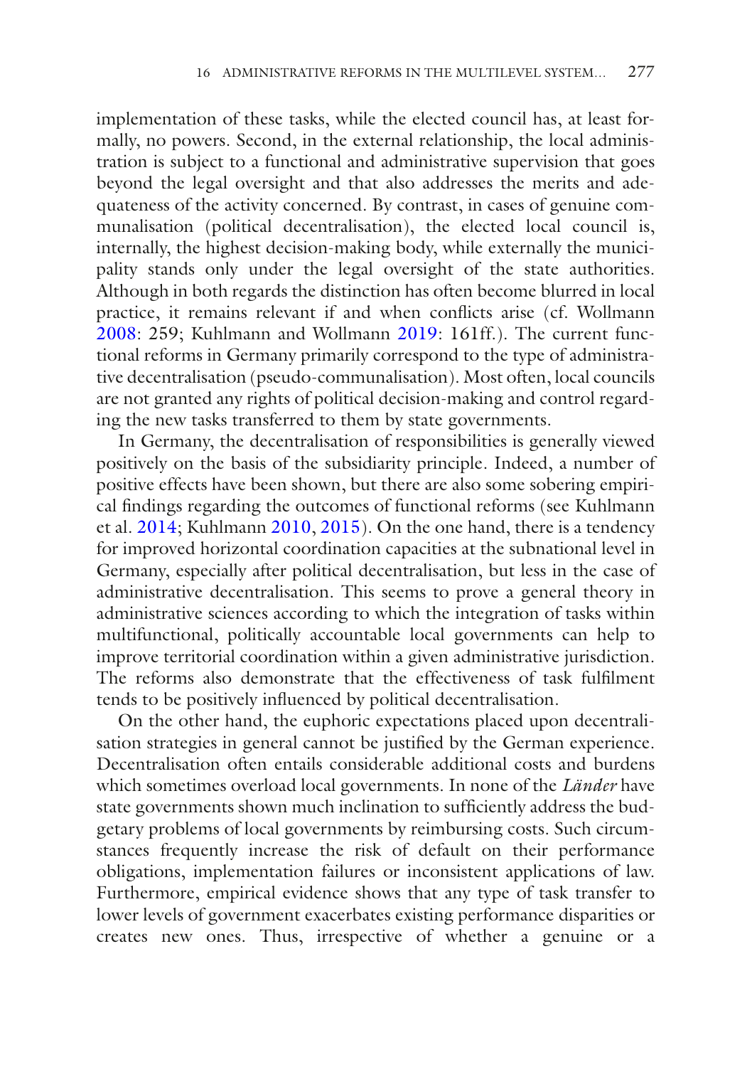implementation of these tasks, while the elected council has, at least formally, no powers. Second, in the external relationship, the local administration is subject to a functional and administrative supervision that goes beyond the legal oversight and that also addresses the merits and adequateness of the activity concerned. By contrast, in cases of genuine communalisation (political decentralisation), the elected local council is, internally, the highest decision-making body, while externally the municipality stands only under the legal oversight of the state authorities. Although in both regards the distinction has often become blurred in local practice, it remains relevant if and when conflicts arise (cf. Wollmann 2008: 259; Kuhlmann and Wollmann 2019: 161ff.). The current functional reforms in Germany primarily correspond to the type of administrative decentralisation (pseudo-communalisation). Most often, local councils are not granted any rights of political decision-making and control regarding the new tasks transferred to them by state governments.

In Germany, the decentralisation of responsibilities is generally viewed positively on the basis of the subsidiarity principle. Indeed, a number of positive effects have been shown, but there are also some sobering empirical findings regarding the outcomes of functional reforms (see Kuhlmann et al. 2014; Kuhlmann 2010, 2015). On the one hand, there is a tendency for improved horizontal coordination capacities at the subnational level in Germany, especially after political decentralisation, but less in the case of administrative decentralisation. This seems to prove a general theory in administrative sciences according to which the integration of tasks within multifunctional, politically accountable local governments can help to improve territorial coordination within a given administrative jurisdiction. The reforms also demonstrate that the effectiveness of task fulfilment tends to be positively influenced by political decentralisation.

On the other hand, the euphoric expectations placed upon decentralisation strategies in general cannot be justified by the German experience. Decentralisation often entails considerable additional costs and burdens which sometimes overload local governments. In none of the *Länder* have state governments shown much inclination to sufficiently address the budgetary problems of local governments by reimbursing costs. Such circumstances frequently increase the risk of default on their performance obligations, implementation failures or inconsistent applications of law. Furthermore, empirical evidence shows that any type of task transfer to lower levels of government exacerbates existing performance disparities or creates new ones. Thus, irrespective of whether a genuine or a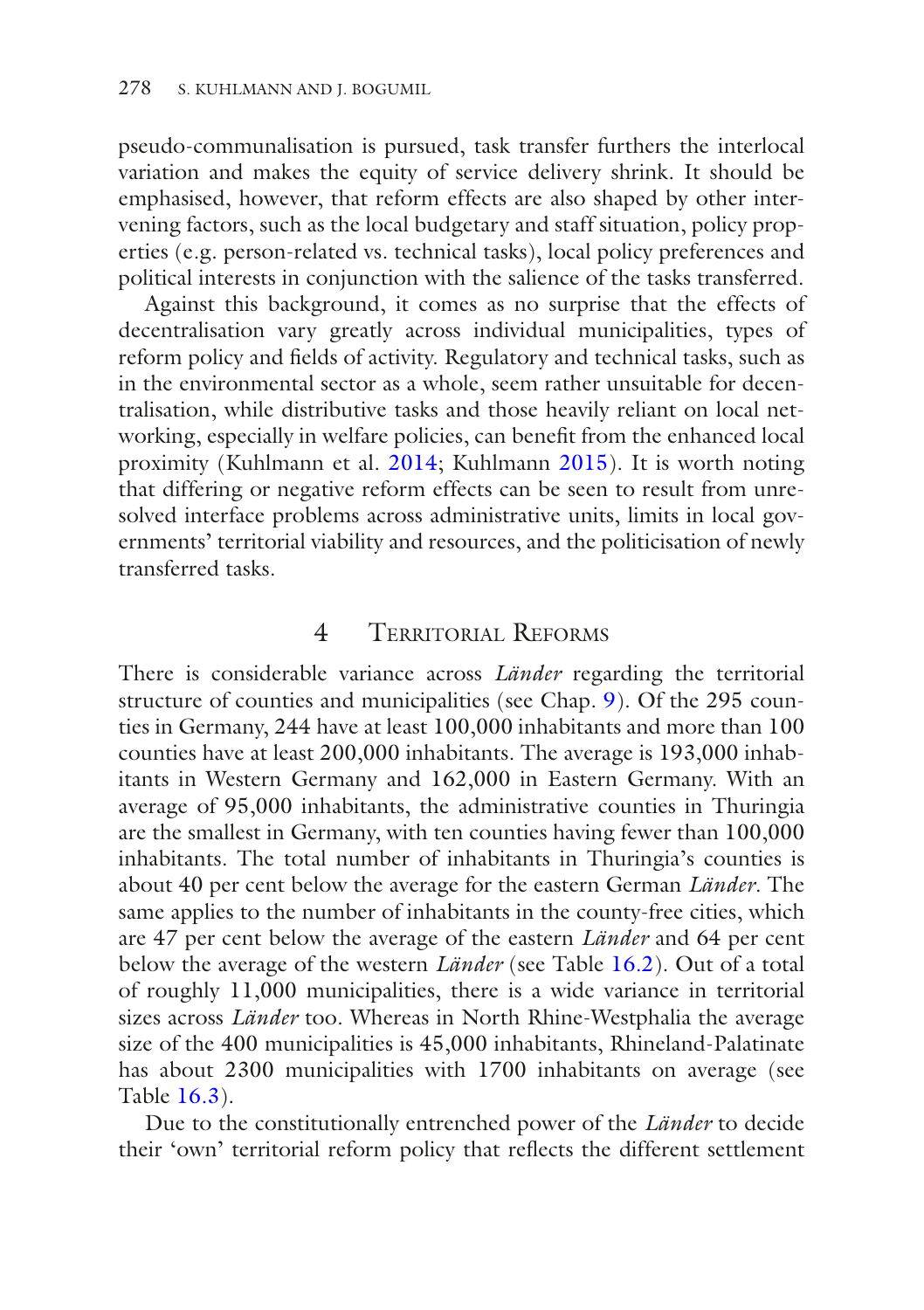pseudo-communalisation is pursued, task transfer furthers the interlocal variation and makes the equity of service delivery shrink. It should be emphasised, however, that reform effects are also shaped by other intervening factors, such as the local budgetary and staff situation, policy properties (e.g. person-related vs. technical tasks), local policy preferences and political interests in conjunction with the salience of the tasks transferred.

Against this background, it comes as no surprise that the effects of decentralisation vary greatly across individual municipalities, types of reform policy and fields of activity. Regulatory and technical tasks, such as in the environmental sector as a whole, seem rather unsuitable for decentralisation, while distributive tasks and those heavily reliant on local networking, especially in welfare policies, can benefit from the enhanced local proximity (Kuhlmann et al. 2014; Kuhlmann 2015). It is worth noting that differing or negative reform effects can be seen to result from unresolved interface problems across administrative units, limits in local governments' territorial viability and resources, and the politicisation of newly transferred tasks.

## 4 Territorial Reforms

There is considerable variance across *Länder* regarding the territorial structure of counties and municipalities (see Chap. 9). Of the 295 counties in Germany, 244 have at least 100,000 inhabitants and more than 100 counties have at least 200,000 inhabitants. The average is 193,000 inhabitants in Western Germany and 162,000 in Eastern Germany. With an average of 95,000 inhabitants, the administrative counties in Thuringia are the smallest in Germany, with ten counties having fewer than 100,000 inhabitants. The total number of inhabitants in Thuringia's counties is about 40 per cent below the average for the eastern German *Länder*. The same applies to the number of inhabitants in the county-free cities, which are 47 per cent below the average of the eastern *Länder* and 64 per cent below the average of the western *Länder* (see Table 16.2). Out of a total of roughly 11,000 municipalities, there is a wide variance in territorial sizes across *Länder* too. Whereas in North Rhine-Westphalia the average size of the 400 municipalities is 45,000 inhabitants, Rhineland-Palatinate has about 2300 municipalities with 1700 inhabitants on average (see Table 16.3).

Due to the constitutionally entrenched power of the *Länder* to decide their 'own' territorial reform policy that reflects the different settlement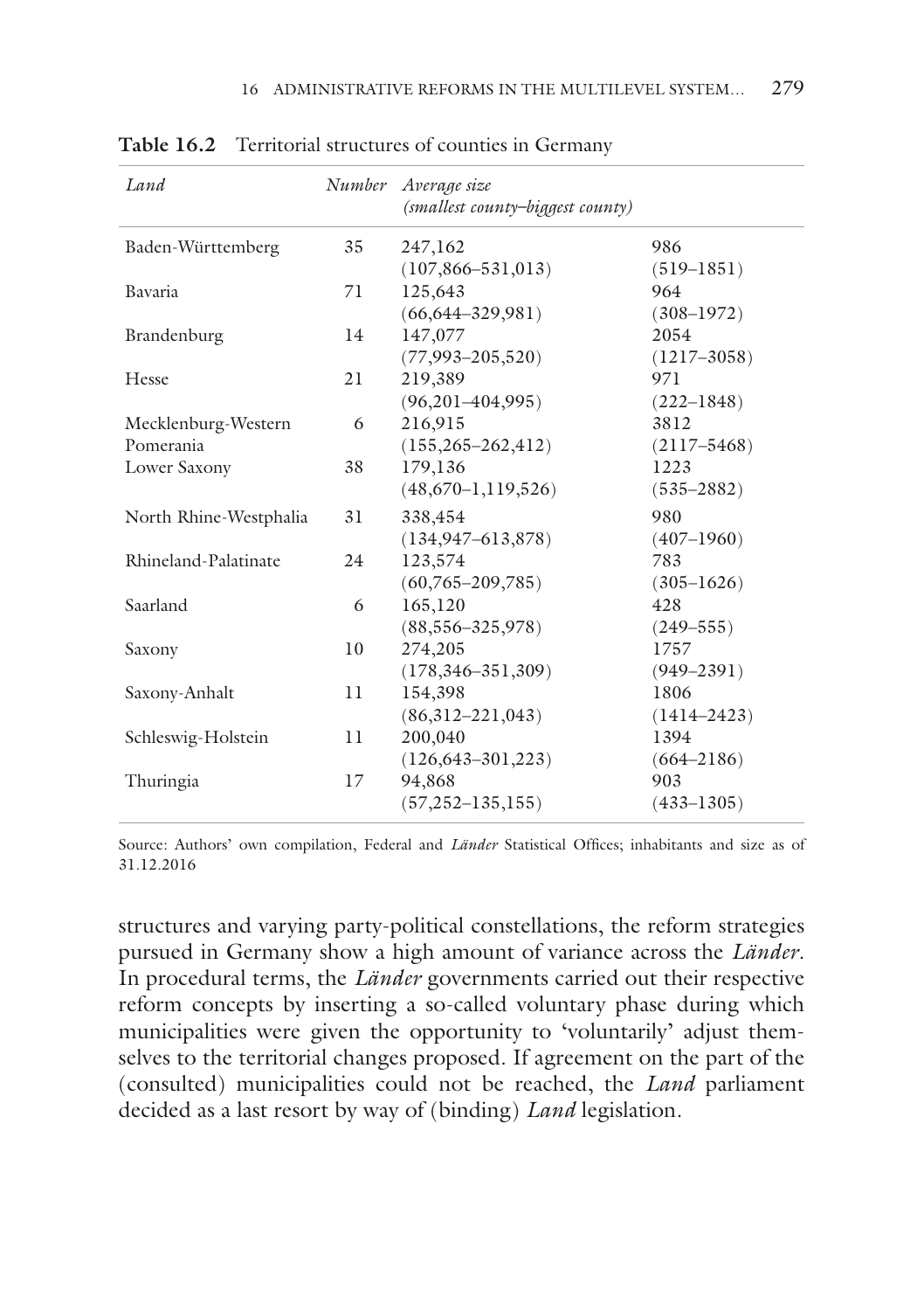**Table 16.2** Territorial structures of counties in Germany

| *Land* | *Number* | *Average size (smallest county–biggest county)* | |
|---|---|---|---|
| Baden-Württemberg | 35 | 247,162 (107,866–531,013) | 986 (519–1851) |
| Bavaria | 71 | 125,643 (66,644–329,981) | 964 (308–1972) |
| Brandenburg | 14 | 147,077 (77,993–205,520) | 2054 (1217–3058) |
| Hesse | 21 | 219,389 (96,201–404,995) | 971 (222–1848) |
| Mecklenburg-Western Pomerania | 6 | 216,915 (155,265–262,412) | 3812 (2117–5468) |
| Lower Saxony | 38 | 179,136 (48,670–1,119,526) | 1223 (535–2882) |
| North Rhine-Westphalia | 31 | 338,454 (134,947–613,878) | 980 (407–1960) |
| Rhineland-Palatinate | 24 | 123,574 (60,765–209,785) | 783 (305–1626) |
| Saarland | 6 | 165,120 (88,556–325,978) | 428 (249–555) |
| Saxony | 10 | 274,205 (178,346–351,309) | 1757 (949–2391) |
| Saxony-Anhalt | 11 | 154,398 (86,312–221,043) | 1806 (1414–2423) |
| Schleswig-Holstein | 11 | 200,040 (126,643–301,223) | 1394 (664–2186) |
| Thuringia | 17 | 94,868 (57,252–135,155) | 903 (433–1305) |

Source: Authors' own compilation, Federal and *Länder* Statistical Offices; inhabitants and size as of 31.12.2016

structures and varying party-political constellations, the reform strategies pursued in Germany show a high amount of variance across the *Länder*. In procedural terms, the *Länder* governments carried out their respective reform concepts by inserting a so-called voluntary phase during which municipalities were given the opportunity to 'voluntarily' adjust themselves to the territorial changes proposed. If agreement on the part of the (consulted) municipalities could not be reached, the *Land* parliament decided as a last resort by way of (binding) *Land* legislation.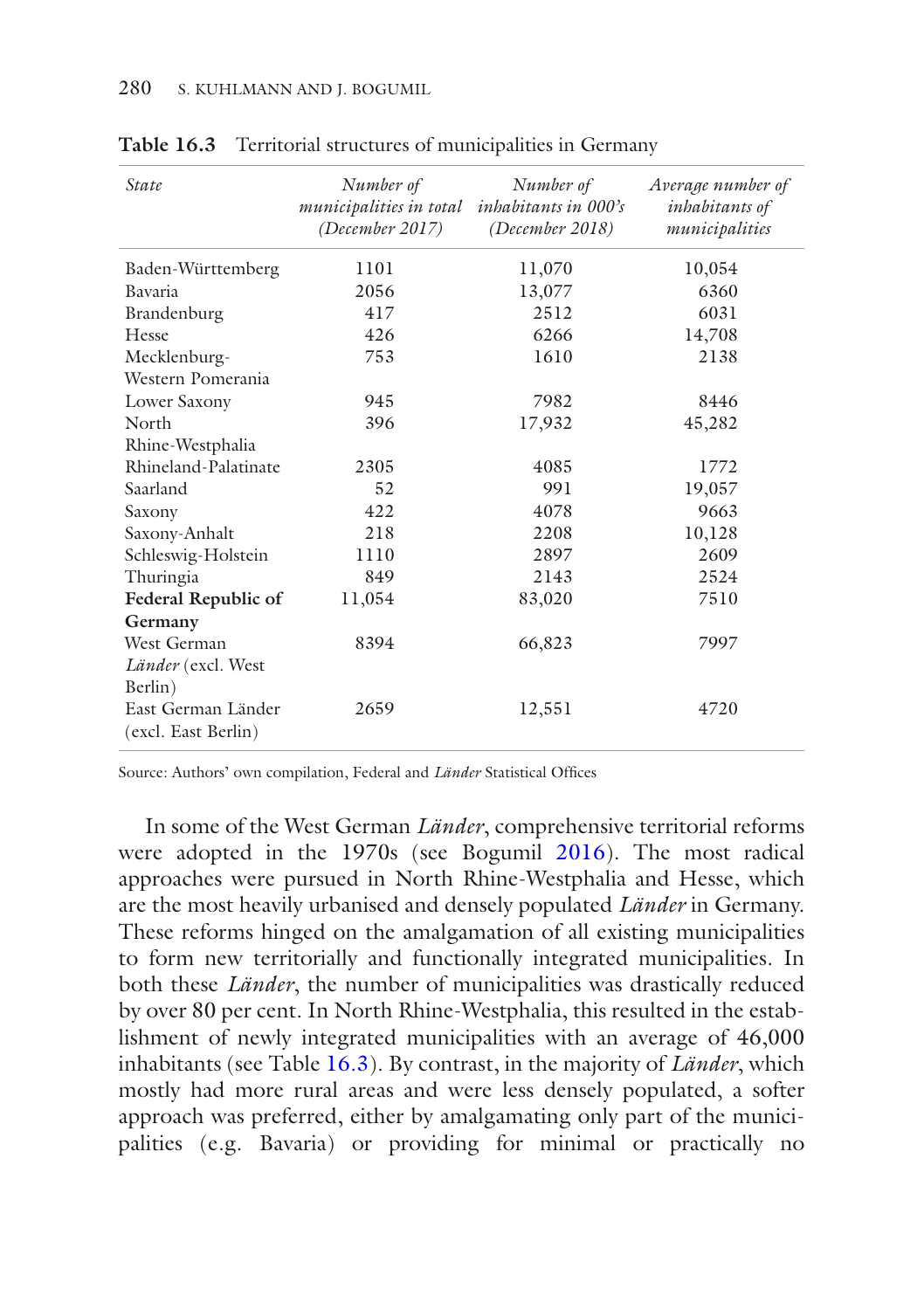**Table 16.3** Territorial structures of municipalities in Germany

| *State* | *Number of municipalities in total (December 2017)* | *Number of inhabitants in 000's (December 2018)* | *Average number of inhabitants of municipalities* |
|---|---|---|---|
| Baden-Württemberg | 1101 | 11,070 | 10,054 |
| Bavaria | 2056 | 13,077 | 6360 |
| Brandenburg | 417 | 2512 | 6031 |
| Hesse | 426 | 6266 | 14,708 |
| Mecklenburg-Western Pomerania | 753 | 1610 | 2138 |
| Lower Saxony | 945 | 7982 | 8446 |
| North Rhine-Westphalia | 396 | 17,932 | 45,282 |
| Rhineland-Palatinate | 2305 | 4085 | 1772 |
| Saarland | 52 | 991 | 19,057 |
| Saxony | 422 | 4078 | 9663 |
| Saxony-Anhalt | 218 | 2208 | 10,128 |
| Schleswig-Holstein | 1110 | 2897 | 2609 |
| Thuringia | 849 | 2143 | 2524 |
| **Federal Republic of Germany** | 11,054 | 83,020 | 7510 |
| West German *Länder* (excl. West Berlin) | 8394 | 66,823 | 7997 |
| East German Länder (excl. East Berlin) | 2659 | 12,551 | 4720 |

Source: Authors' own compilation, Federal and *Länder* Statistical Offices

In some of the West German *Länder*, comprehensive territorial reforms were adopted in the 1970s (see Bogumil 2016). The most radical approaches were pursued in North Rhine-Westphalia and Hesse, which are the most heavily urbanised and densely populated *Länder* in Germany. These reforms hinged on the amalgamation of all existing municipalities to form new territorially and functionally integrated municipalities. In both these *Länder*, the number of municipalities was drastically reduced by over 80 per cent. In North Rhine-Westphalia, this resulted in the establishment of newly integrated municipalities with an average of 46,000 inhabitants (see Table 16.3). By contrast, in the majority of *Länder*, which mostly had more rural areas and were less densely populated, a softer approach was preferred, either by amalgamating only part of the municipalities (e.g. Bavaria) or providing for minimal or practically no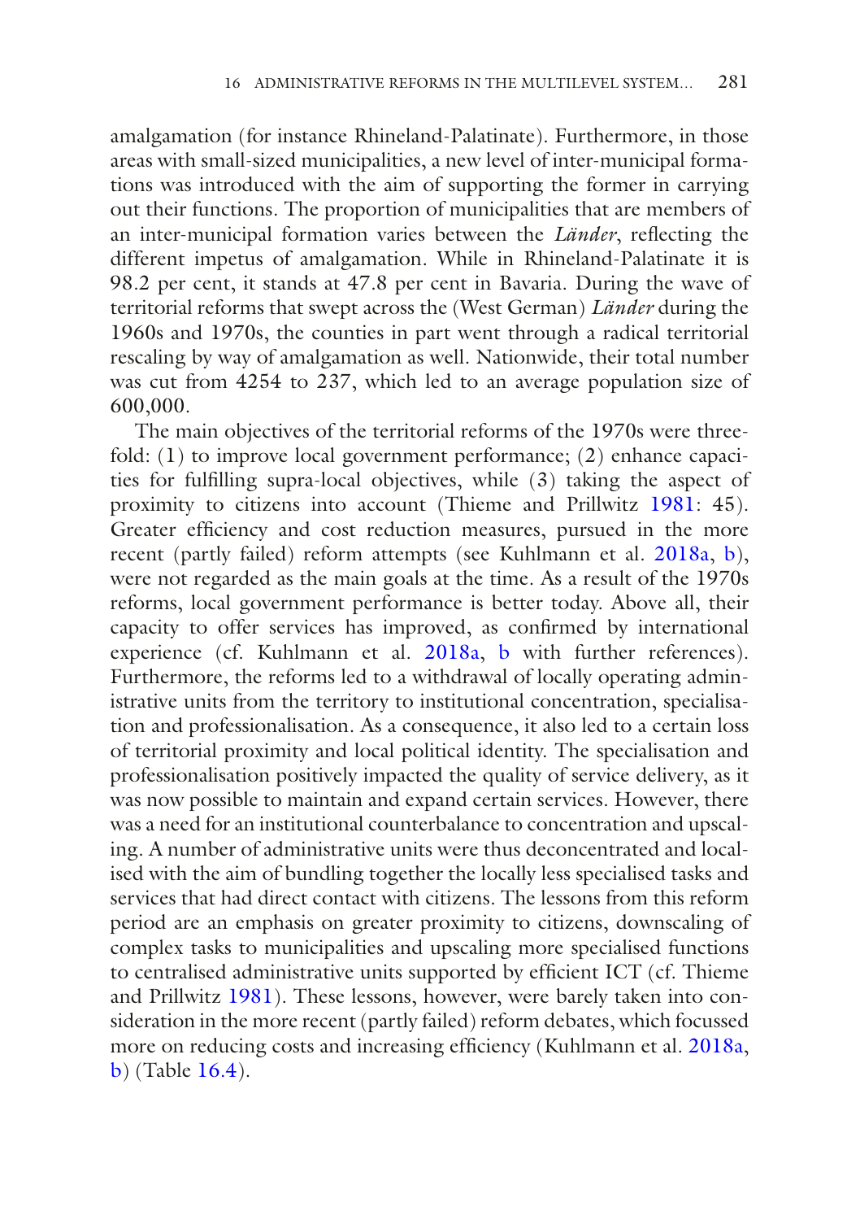amalgamation (for instance Rhineland-Palatinate). Furthermore, in those areas with small-sized municipalities, a new level of inter-municipal formations was introduced with the aim of supporting the former in carrying out their functions. The proportion of municipalities that are members of an inter-municipal formation varies between the *Länder*, reflecting the different impetus of amalgamation. While in Rhineland-Palatinate it is 98.2 per cent, it stands at 47.8 per cent in Bavaria. During the wave of territorial reforms that swept across the (West German) *Länder* during the 1960s and 1970s, the counties in part went through a radical territorial rescaling by way of amalgamation as well. Nationwide, their total number was cut from 4254 to 237, which led to an average population size of 600,000.

The main objectives of the territorial reforms of the 1970s were threefold: (1) to improve local government performance; (2) enhance capacities for fulfilling supra-local objectives, while (3) taking the aspect of proximity to citizens into account (Thieme and Prillwitz 1981: 45). Greater efficiency and cost reduction measures, pursued in the more recent (partly failed) reform attempts (see Kuhlmann et al. 2018a, b), were not regarded as the main goals at the time. As a result of the 1970s reforms, local government performance is better today. Above all, their capacity to offer services has improved, as confirmed by international experience (cf. Kuhlmann et al. 2018a, b with further references). Furthermore, the reforms led to a withdrawal of locally operating administrative units from the territory to institutional concentration, specialisation and professionalisation. As a consequence, it also led to a certain loss of territorial proximity and local political identity. The specialisation and professionalisation positively impacted the quality of service delivery, as it was now possible to maintain and expand certain services. However, there was a need for an institutional counterbalance to concentration and upscaling. A number of administrative units were thus deconcentrated and localised with the aim of bundling together the locally less specialised tasks and services that had direct contact with citizens. The lessons from this reform period are an emphasis on greater proximity to citizens, downscaling of complex tasks to municipalities and upscaling more specialised functions to centralised administrative units supported by efficient ICT (cf. Thieme and Prillwitz 1981). These lessons, however, were barely taken into consideration in the more recent (partly failed) reform debates, which focussed more on reducing costs and increasing efficiency (Kuhlmann et al. 2018a, b) (Table 16.4).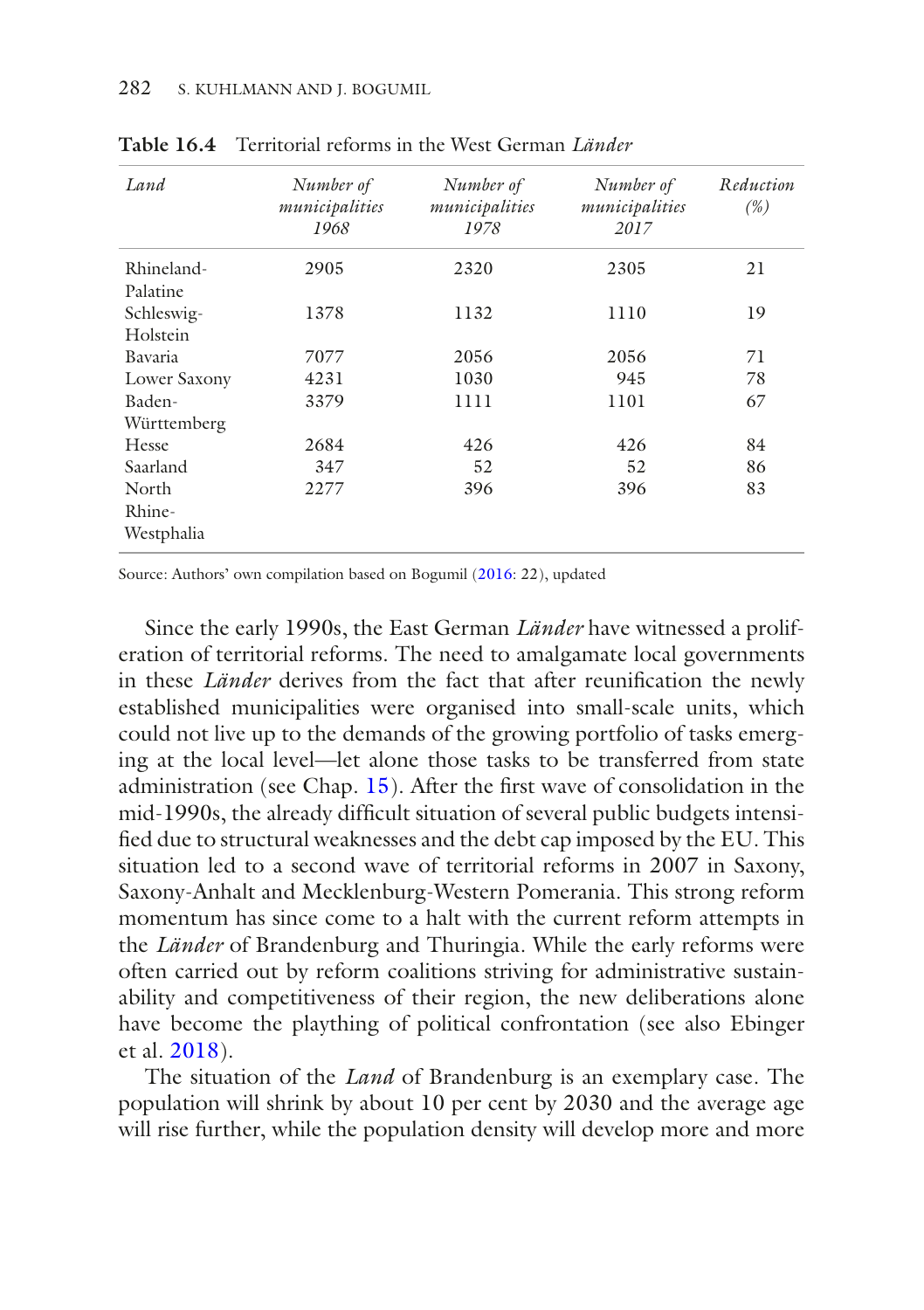**Table 16.4** Territorial reforms in the West German *Länder*

| *Land* | *Number of municipalities 1968* | *Number of municipalities 1978* | *Number of municipalities 2017* | *Reduction (%)* |
|---|---|---|---|---|
| Rhineland-Palatine | 2905 | 2320 | 2305 | 21 |
| Schleswig-Holstein | 1378 | 1132 | 1110 | 19 |
| Bavaria | 7077 | 2056 | 2056 | 71 |
| Lower Saxony | 4231 | 1030 | 945 | 78 |
| Baden-Württemberg | 3379 | 1111 | 1101 | 67 |
| Hesse | 2684 | 426 | 426 | 84 |
| Saarland | 347 | 52 | 52 | 86 |
| North Rhine-Westphalia | 2277 | 396 | 396 | 83 |

Source: Authors' own compilation based on Bogumil (2016: 22), updated

Since the early 1990s, the East German *Länder* have witnessed a proliferation of territorial reforms. The need to amalgamate local governments in these *Länder* derives from the fact that after reunification the newly established municipalities were organised into small-scale units, which could not live up to the demands of the growing portfolio of tasks emerging at the local level—let alone those tasks to be transferred from state administration (see Chap. 15). After the first wave of consolidation in the mid-1990s, the already difficult situation of several public budgets intensified due to structural weaknesses and the debt cap imposed by the EU. This situation led to a second wave of territorial reforms in 2007 in Saxony, Saxony-Anhalt and Mecklenburg-Western Pomerania. This strong reform momentum has since come to a halt with the current reform attempts in the *Länder* of Brandenburg and Thuringia. While the early reforms were often carried out by reform coalitions striving for administrative sustainability and competitiveness of their region, the new deliberations alone have become the plaything of political confrontation (see also Ebinger et al. 2018).

The situation of the *Land* of Brandenburg is an exemplary case. The population will shrink by about 10 per cent by 2030 and the average age will rise further, while the population density will develop more and more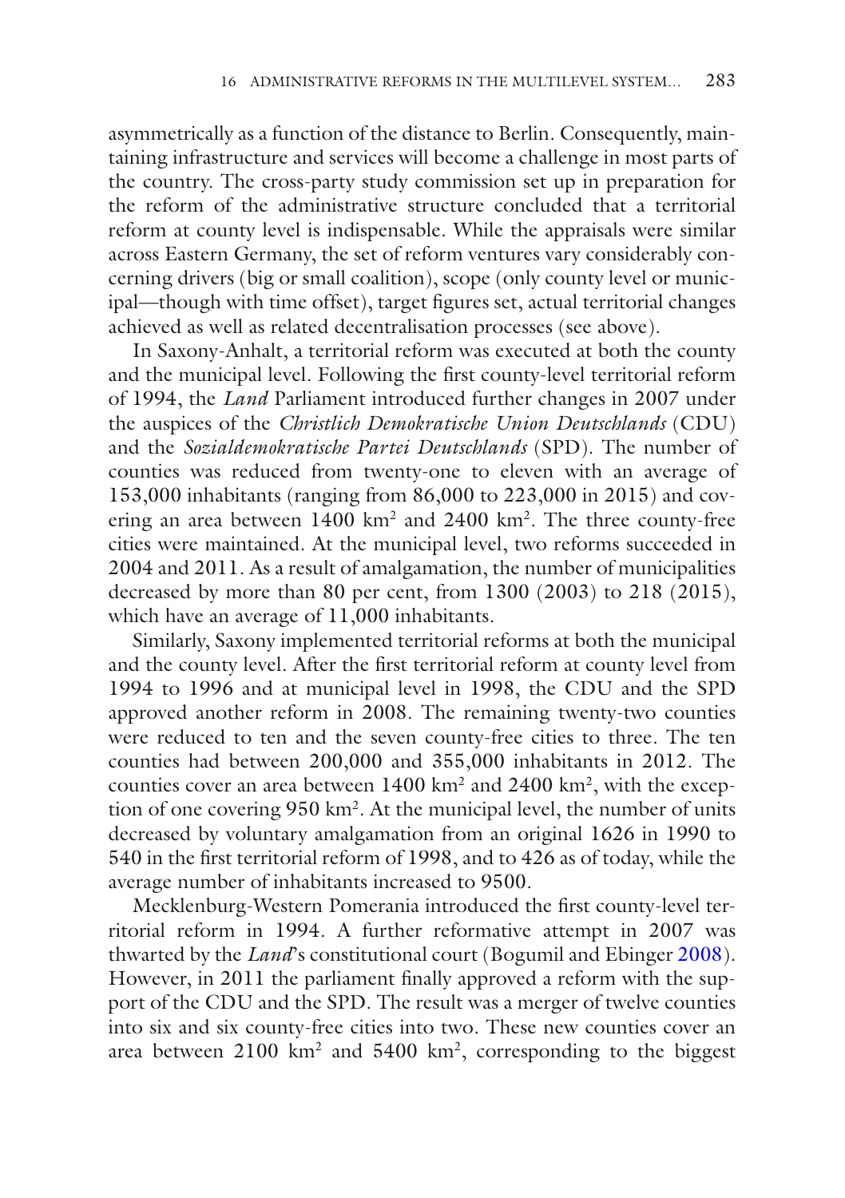asymmetrically as a function of the distance to Berlin. Consequently, maintaining infrastructure and services will become a challenge in most parts of the country. The cross-party study commission set up in preparation for the reform of the administrative structure concluded that a territorial reform at county level is indispensable. While the appraisals were similar across Eastern Germany, the set of reform ventures vary considerably concerning drivers (big or small coalition), scope (only county level or municipal—though with time offset), target figures set, actual territorial changes achieved as well as related decentralisation processes (see above).

In Saxony-Anhalt, a territorial reform was executed at both the county and the municipal level. Following the first county-level territorial reform of 1994, the *Land* Parliament introduced further changes in 2007 under the auspices of the *Christlich Demokratische Union Deutschlands* (CDU) and the *Sozialdemokratische Partei Deutschlands* (SPD). The number of counties was reduced from twenty-one to eleven with an average of 153,000 inhabitants (ranging from 86,000 to 223,000 in 2015) and covering an area between 1400 km² and 2400 km². The three county-free cities were maintained. At the municipal level, two reforms succeeded in 2004 and 2011. As a result of amalgamation, the number of municipalities decreased by more than 80 per cent, from 1300 (2003) to 218 (2015), which have an average of 11,000 inhabitants.

Similarly, Saxony implemented territorial reforms at both the municipal and the county level. After the first territorial reform at county level from 1994 to 1996 and at municipal level in 1998, the CDU and the SPD approved another reform in 2008. The remaining twenty-two counties were reduced to ten and the seven county-free cities to three. The ten counties had between 200,000 and 355,000 inhabitants in 2012. The counties cover an area between 1400 km² and 2400 km², with the exception of one covering 950 km². At the municipal level, the number of units decreased by voluntary amalgamation from an original 1626 in 1990 to 540 in the first territorial reform of 1998, and to 426 as of today, while the average number of inhabitants increased to 9500.

Mecklenburg-Western Pomerania introduced the first county-level territorial reform in 1994. A further reformative attempt in 2007 was thwarted by the *Land*'s constitutional court (Bogumil and Ebinger 2008). However, in 2011 the parliament finally approved a reform with the support of the CDU and the SPD. The result was a merger of twelve counties into six and six county-free cities into two. These new counties cover an area between 2100 km² and 5400 km², corresponding to the biggest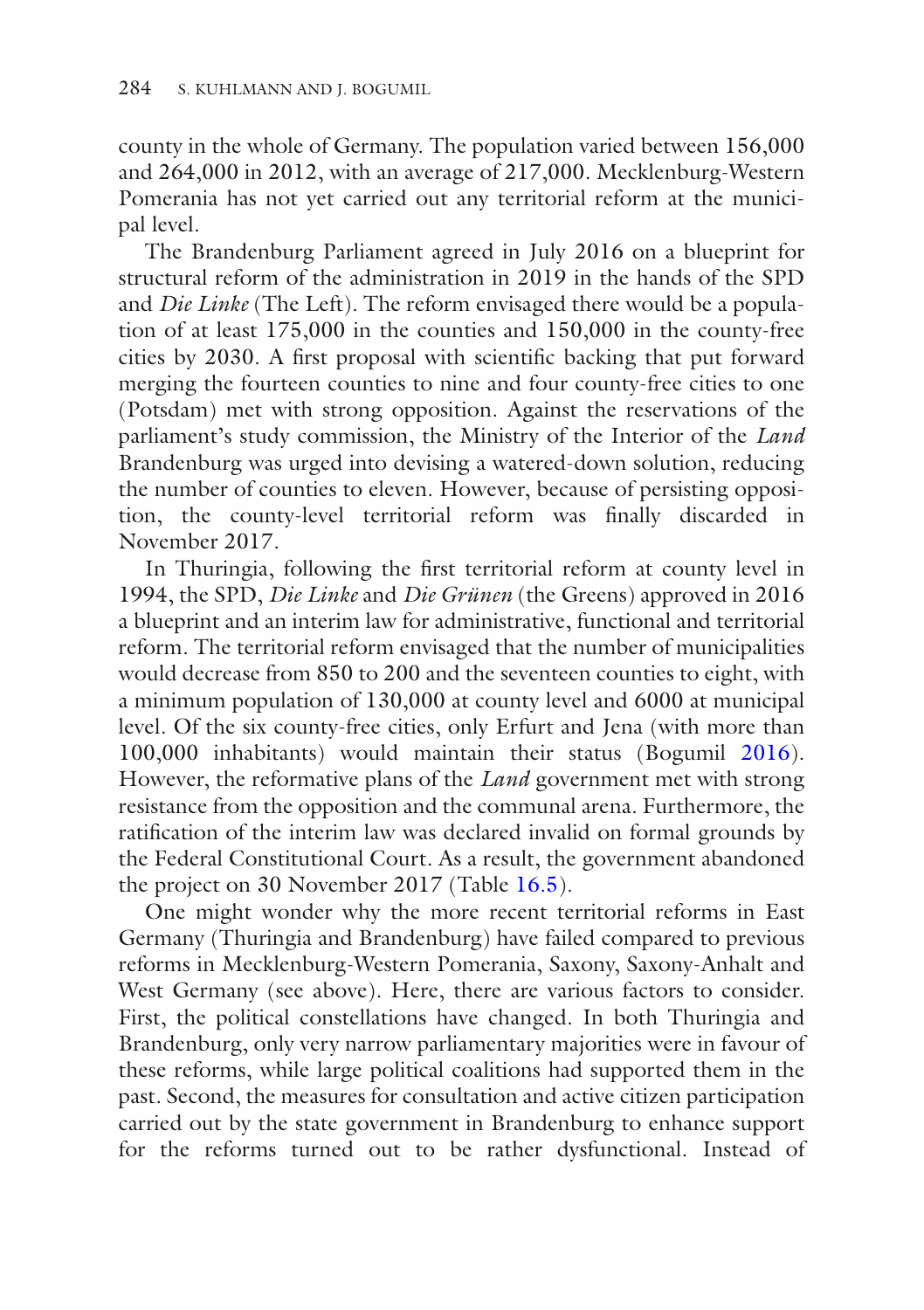county in the whole of Germany. The population varied between 156,000 and 264,000 in 2012, with an average of 217,000. Mecklenburg-Western Pomerania has not yet carried out any territorial reform at the municipal level.

The Brandenburg Parliament agreed in July 2016 on a blueprint for structural reform of the administration in 2019 in the hands of the SPD and *Die Linke* (The Left). The reform envisaged there would be a population of at least 175,000 in the counties and 150,000 in the county-free cities by 2030. A first proposal with scientific backing that put forward merging the fourteen counties to nine and four county-free cities to one (Potsdam) met with strong opposition. Against the reservations of the parliament's study commission, the Ministry of the Interior of the *Land* Brandenburg was urged into devising a watered-down solution, reducing the number of counties to eleven. However, because of persisting opposition, the county-level territorial reform was finally discarded in November 2017.

In Thuringia, following the first territorial reform at county level in 1994, the SPD, *Die Linke* and *Die Grünen* (the Greens) approved in 2016 a blueprint and an interim law for administrative, functional and territorial reform. The territorial reform envisaged that the number of municipalities would decrease from 850 to 200 and the seventeen counties to eight, with a minimum population of 130,000 at county level and 6000 at municipal level. Of the six county-free cities, only Erfurt and Jena (with more than 100,000 inhabitants) would maintain their status (Bogumil 2016). However, the reformative plans of the *Land* government met with strong resistance from the opposition and the communal arena. Furthermore, the ratification of the interim law was declared invalid on formal grounds by the Federal Constitutional Court. As a result, the government abandoned the project on 30 November 2017 (Table 16.5).

One might wonder why the more recent territorial reforms in East Germany (Thuringia and Brandenburg) have failed compared to previous reforms in Mecklenburg-Western Pomerania, Saxony, Saxony-Anhalt and West Germany (see above). Here, there are various factors to consider. First, the political constellations have changed. In both Thuringia and Brandenburg, only very narrow parliamentary majorities were in favour of these reforms, while large political coalitions had supported them in the past. Second, the measures for consultation and active citizen participation carried out by the state government in Brandenburg to enhance support for the reforms turned out to be rather dysfunctional. Instead of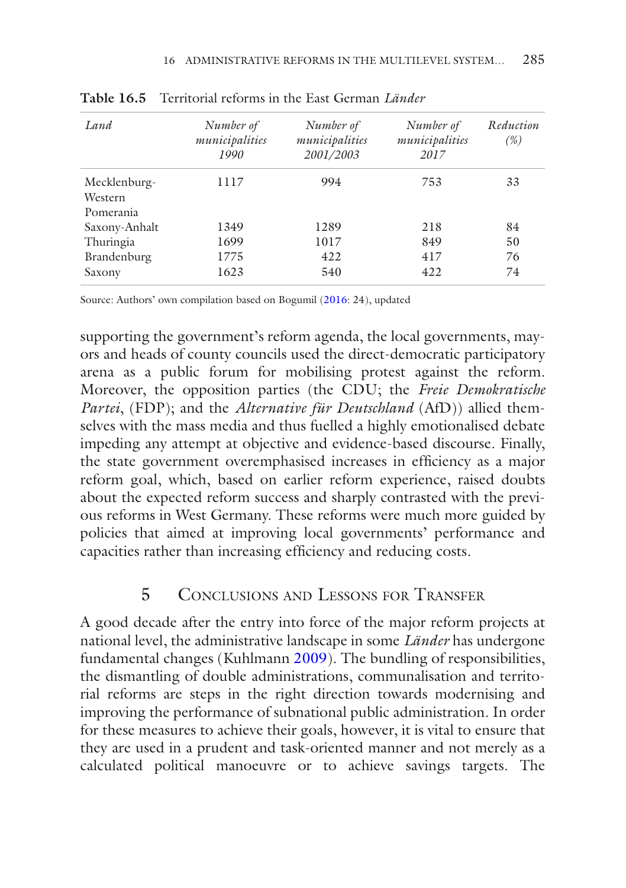**Table 16.5** Territorial reforms in the East German *Länder*

| *Land* | *Number of municipalities 1990* | *Number of municipalities 2001/2003* | *Number of municipalities 2017* | *Reduction (%)* |
|---|---|---|---|---|
| Mecklenburg-Western Pomerania | 1117 | 994 | 753 | 33 |
| Saxony-Anhalt | 1349 | 1289 | 218 | 84 |
| Thuringia | 1699 | 1017 | 849 | 50 |
| Brandenburg | 1775 | 422 | 417 | 76 |
| Saxony | 1623 | 540 | 422 | 74 |

Source: Authors' own compilation based on Bogumil (2016: 24), updated

supporting the government's reform agenda, the local governments, mayors and heads of county councils used the direct-democratic participatory arena as a public forum for mobilising protest against the reform. Moreover, the opposition parties (the CDU; the *Freie Demokratische Partei*, (FDP); and the *Alternative für Deutschland* (AfD)) allied themselves with the mass media and thus fuelled a highly emotionalised debate impeding any attempt at objective and evidence-based discourse. Finally, the state government overemphasised increases in efficiency as a major reform goal, which, based on earlier reform experience, raised doubts about the expected reform success and sharply contrasted with the previous reforms in West Germany. These reforms were much more guided by policies that aimed at improving local governments' performance and capacities rather than increasing efficiency and reducing costs.

## 5 Conclusions and Lessons for Transfer

A good decade after the entry into force of the major reform projects at national level, the administrative landscape in some *Länder* has undergone fundamental changes (Kuhlmann 2009). The bundling of responsibilities, the dismantling of double administrations, communalisation and territorial reforms are steps in the right direction towards modernising and improving the performance of subnational public administration. In order for these measures to achieve their goals, however, it is vital to ensure that they are used in a prudent and task-oriented manner and not merely as a calculated political manoeuvre or to achieve savings targets. The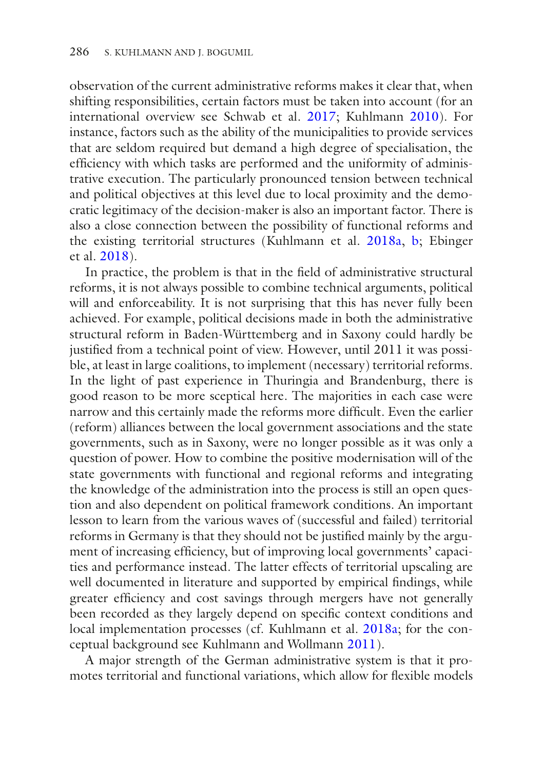observation of the current administrative reforms makes it clear that, when shifting responsibilities, certain factors must be taken into account (for an international overview see Schwab et al. 2017; Kuhlmann 2010). For instance, factors such as the ability of the municipalities to provide services that are seldom required but demand a high degree of specialisation, the efficiency with which tasks are performed and the uniformity of administrative execution. The particularly pronounced tension between technical and political objectives at this level due to local proximity and the democratic legitimacy of the decision-maker is also an important factor. There is also a close connection between the possibility of functional reforms and the existing territorial structures (Kuhlmann et al. 2018a, b; Ebinger et al. 2018).

In practice, the problem is that in the field of administrative structural reforms, it is not always possible to combine technical arguments, political will and enforceability. It is not surprising that this has never fully been achieved. For example, political decisions made in both the administrative structural reform in Baden-Württemberg and in Saxony could hardly be justified from a technical point of view. However, until 2011 it was possible, at least in large coalitions, to implement (necessary) territorial reforms. In the light of past experience in Thuringia and Brandenburg, there is good reason to be more sceptical here. The majorities in each case were narrow and this certainly made the reforms more difficult. Even the earlier (reform) alliances between the local government associations and the state governments, such as in Saxony, were no longer possible as it was only a question of power. How to combine the positive modernisation will of the state governments with functional and regional reforms and integrating the knowledge of the administration into the process is still an open question and also dependent on political framework conditions. An important lesson to learn from the various waves of (successful and failed) territorial reforms in Germany is that they should not be justified mainly by the argument of increasing efficiency, but of improving local governments' capacities and performance instead. The latter effects of territorial upscaling are well documented in literature and supported by empirical findings, while greater efficiency and cost savings through mergers have not generally been recorded as they largely depend on specific context conditions and local implementation processes (cf. Kuhlmann et al. 2018a; for the conceptual background see Kuhlmann and Wollmann 2011).

A major strength of the German administrative system is that it promotes territorial and functional variations, which allow for flexible models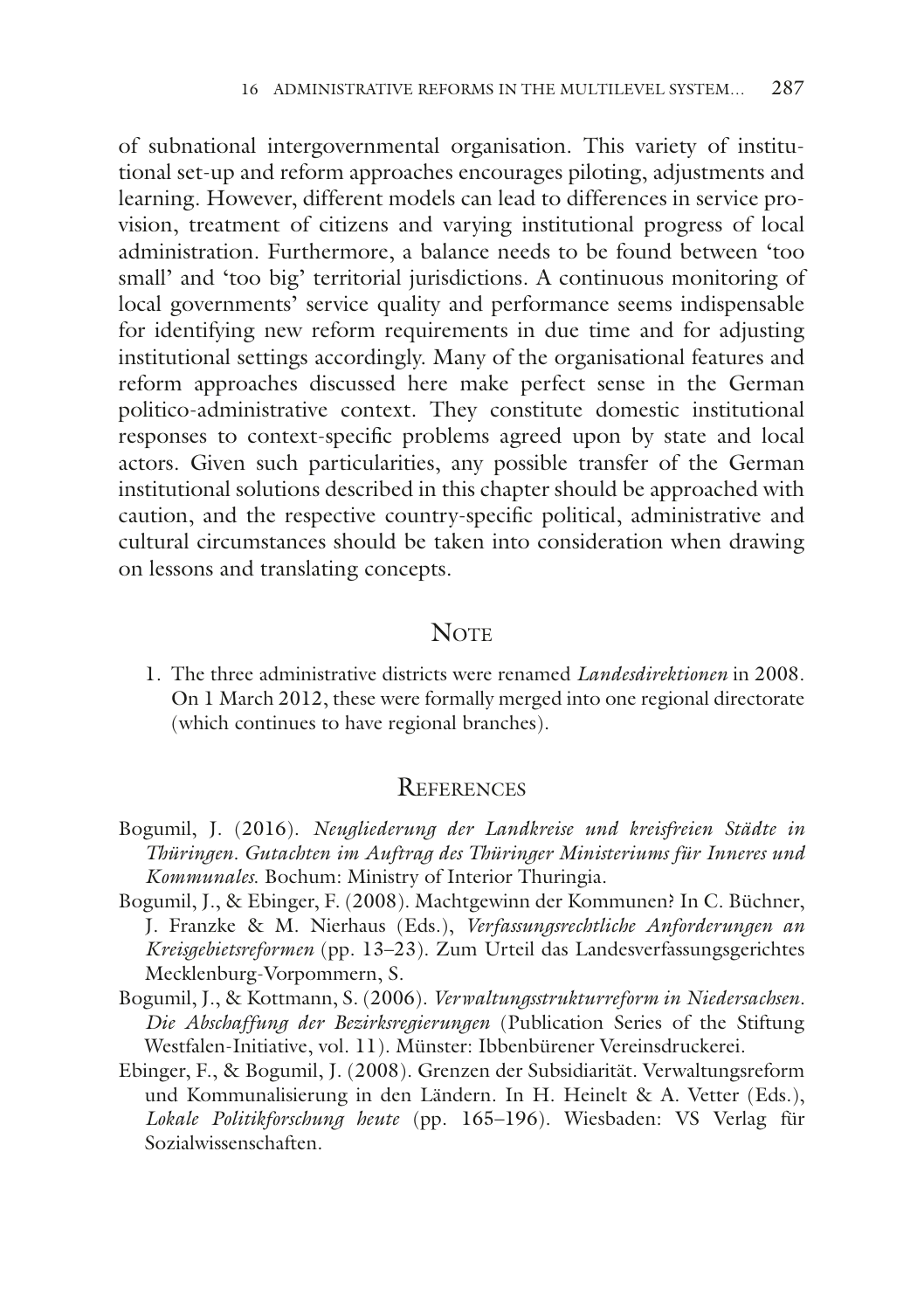of subnational intergovernmental organisation. This variety of institutional set-up and reform approaches encourages piloting, adjustments and learning. However, different models can lead to differences in service provision, treatment of citizens and varying institutional progress of local administration. Furthermore, a balance needs to be found between 'too small' and 'too big' territorial jurisdictions. A continuous monitoring of local governments' service quality and performance seems indispensable for identifying new reform requirements in due time and for adjusting institutional settings accordingly. Many of the organisational features and reform approaches discussed here make perfect sense in the German politico-administrative context. They constitute domestic institutional responses to context-specific problems agreed upon by state and local actors. Given such particularities, any possible transfer of the German institutional solutions described in this chapter should be approached with caution, and the respective country-specific political, administrative and cultural circumstances should be taken into consideration when drawing on lessons and translating concepts.

## Note

1. The three administrative districts were renamed *Landesdirektionen* in 2008. On 1 March 2012, these were formally merged into one regional directorate (which continues to have regional branches).

## References

Bogumil, J. (2016). *Neugliederung der Landkreise und kreisfreien Städte in Thüringen. Gutachten im Auftrag des Thüringer Ministeriums für Inneres und Kommunales.* Bochum: Ministry of Interior Thuringia.

Bogumil, J., & Ebinger, F. (2008). Machtgewinn der Kommunen? In C. Büchner, J. Franzke & M. Nierhaus (Eds.), *Verfassungsrechtliche Anforderungen an Kreisgebietsreformen* (pp. 13–23). Zum Urteil das Landesverfassungsgerichtes Mecklenburg-Vorpommern, S.

Bogumil, J., & Kottmann, S. (2006). *Verwaltungsstrukturreform in Niedersachsen. Die Abschaffung der Bezirksregierungen* (Publication Series of the Stiftung Westfalen-Initiative, vol. 11). Münster: Ibbenbürener Vereinsdruckerei.

Ebinger, F., & Bogumil, J. (2008). Grenzen der Subsidiarität. Verwaltungsreform und Kommunalisierung in den Ländern. In H. Heinelt & A. Vetter (Eds.), *Lokale Politikforschung heute* (pp. 165–196). Wiesbaden: VS Verlag für Sozialwissenschaften.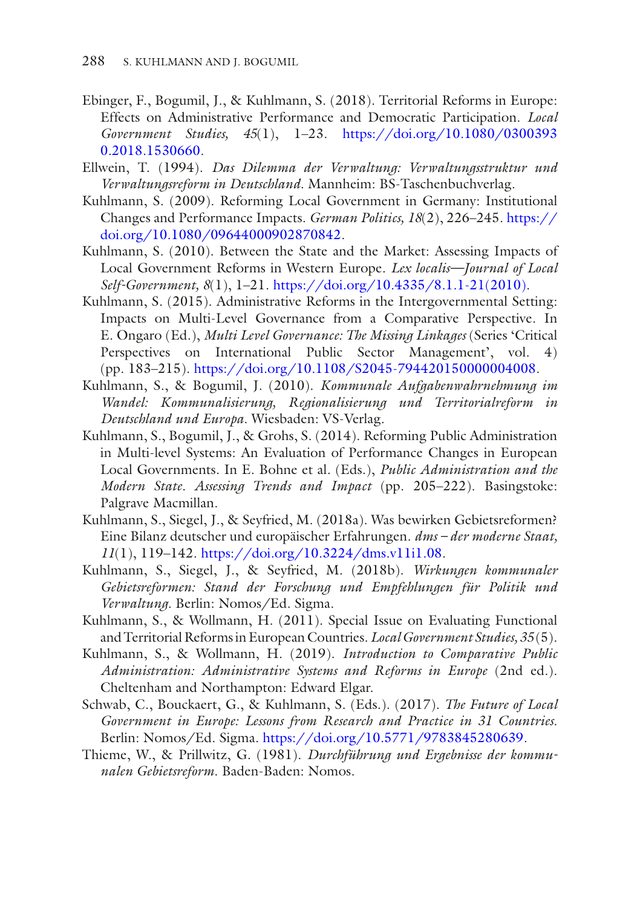Ebinger, F., Bogumil, J., & Kuhlmann, S. (2018). Territorial Reforms in Europe: Effects on Administrative Performance and Democratic Participation. *Local Government Studies, 45*(1), 1–23. https://doi.org/10.1080/03003930.2018.1530660.

Ellwein, T. (1994). *Das Dilemma der Verwaltung: Verwaltungsstruktur und Verwaltungsreform in Deutschland*. Mannheim: BS-Taschenbuchverlag.

Kuhlmann, S. (2009). Reforming Local Government in Germany: Institutional Changes and Performance Impacts. *German Politics, 18*(2), 226–245. https://doi.org/10.1080/09644000902870842.

Kuhlmann, S. (2010). Between the State and the Market: Assessing Impacts of Local Government Reforms in Western Europe. *Lex localis—Journal of Local Self-Government, 8*(1), 1–21. https://doi.org/10.4335/8.1.1-21(2010).

Kuhlmann, S. (2015). Administrative Reforms in the Intergovernmental Setting: Impacts on Multi-Level Governance from a Comparative Perspective. In E. Ongaro (Ed.), *Multi Level Governance: The Missing Linkages* (Series 'Critical Perspectives on International Public Sector Management', vol. 4) (pp. 183–215). https://doi.org/10.1108/S2045-794420150000004008.

Kuhlmann, S., & Bogumil, J. (2010). *Kommunale Aufgabenwahrnehmung im Wandel: Kommunalisierung, Regionalisierung und Territorialreform in Deutschland und Europa*. Wiesbaden: VS-Verlag.

Kuhlmann, S., Bogumil, J., & Grohs, S. (2014). Reforming Public Administration in Multi-level Systems: An Evaluation of Performance Changes in European Local Governments. In E. Bohne et al. (Eds.), *Public Administration and the Modern State. Assessing Trends and Impact* (pp. 205–222). Basingstoke: Palgrave Macmillan.

Kuhlmann, S., Siegel, J., & Seyfried, M. (2018a). Was bewirken Gebietsreformen? Eine Bilanz deutscher und europäischer Erfahrungen. *dms – der moderne Staat, 11*(1), 119–142. https://doi.org/10.3224/dms.v11i1.08.

Kuhlmann, S., Siegel, J., & Seyfried, M. (2018b). *Wirkungen kommunaler Gebietsreformen: Stand der Forschung und Empfehlungen für Politik und Verwaltung*. Berlin: Nomos/Ed. Sigma.

Kuhlmann, S., & Wollmann, H. (2011). Special Issue on Evaluating Functional and Territorial Reforms in European Countries. *Local Government Studies, 35*(5).

Kuhlmann, S., & Wollmann, H. (2019). *Introduction to Comparative Public Administration: Administrative Systems and Reforms in Europe* (2nd ed.). Cheltenham and Northampton: Edward Elgar.

Schwab, C., Bouckaert, G., & Kuhlmann, S. (Eds.). (2017). *The Future of Local Government in Europe: Lessons from Research and Practice in 31 Countries*. Berlin: Nomos/Ed. Sigma. https://doi.org/10.5771/9783845280639.

Thieme, W., & Prillwitz, G. (1981). *Durchführung und Ergebnisse der kommunalen Gebietsreform*. Baden-Baden: Nomos.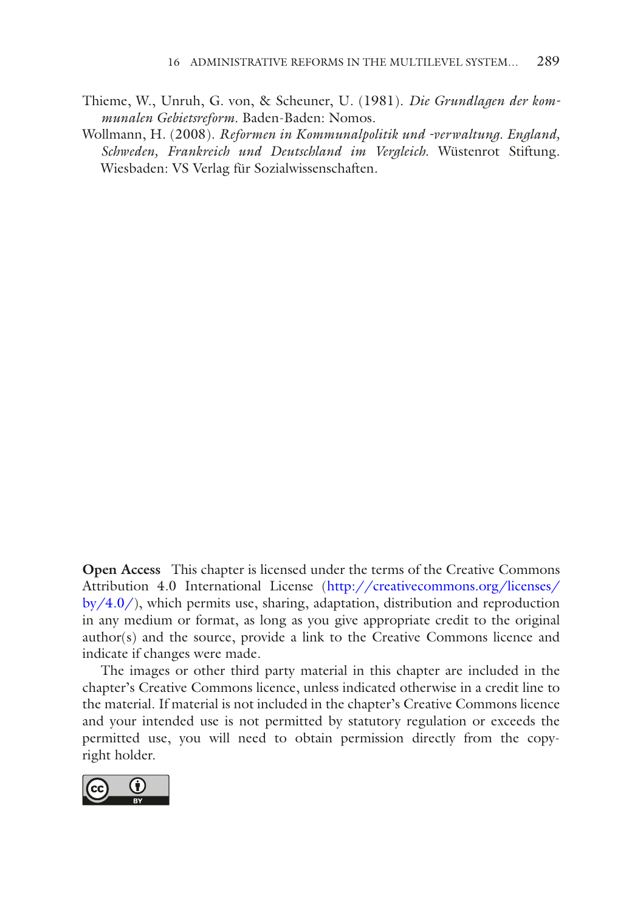Thieme, W., Unruh, G. von, & Scheuner, U. (1981). *Die Grundlagen der kommunalen Gebietsreform*. Baden-Baden: Nomos.

Wollmann, H. (2008). *Reformen in Kommunalpolitik und -verwaltung. England, Schweden, Frankreich und Deutschland im Vergleich*. Wüstenrot Stiftung. Wiesbaden: VS Verlag für Sozialwissenschaften.

**Open Access** This chapter is licensed under the terms of the Creative Commons Attribution 4.0 International License (http://creativecommons.org/licenses/by/4.0/), which permits use, sharing, adaptation, distribution and reproduction in any medium or format, as long as you give appropriate credit to the original author(s) and the source, provide a link to the Creative Commons licence and indicate if changes were made.

The images or other third party material in this chapter are included in the chapter's Creative Commons licence, unless indicated otherwise in a credit line to the material. If material is not included in the chapter's Creative Commons licence and your intended use is not permitted by statutory regulation or exceeds the permitted use, you will need to obtain permission directly from the copyright holder.